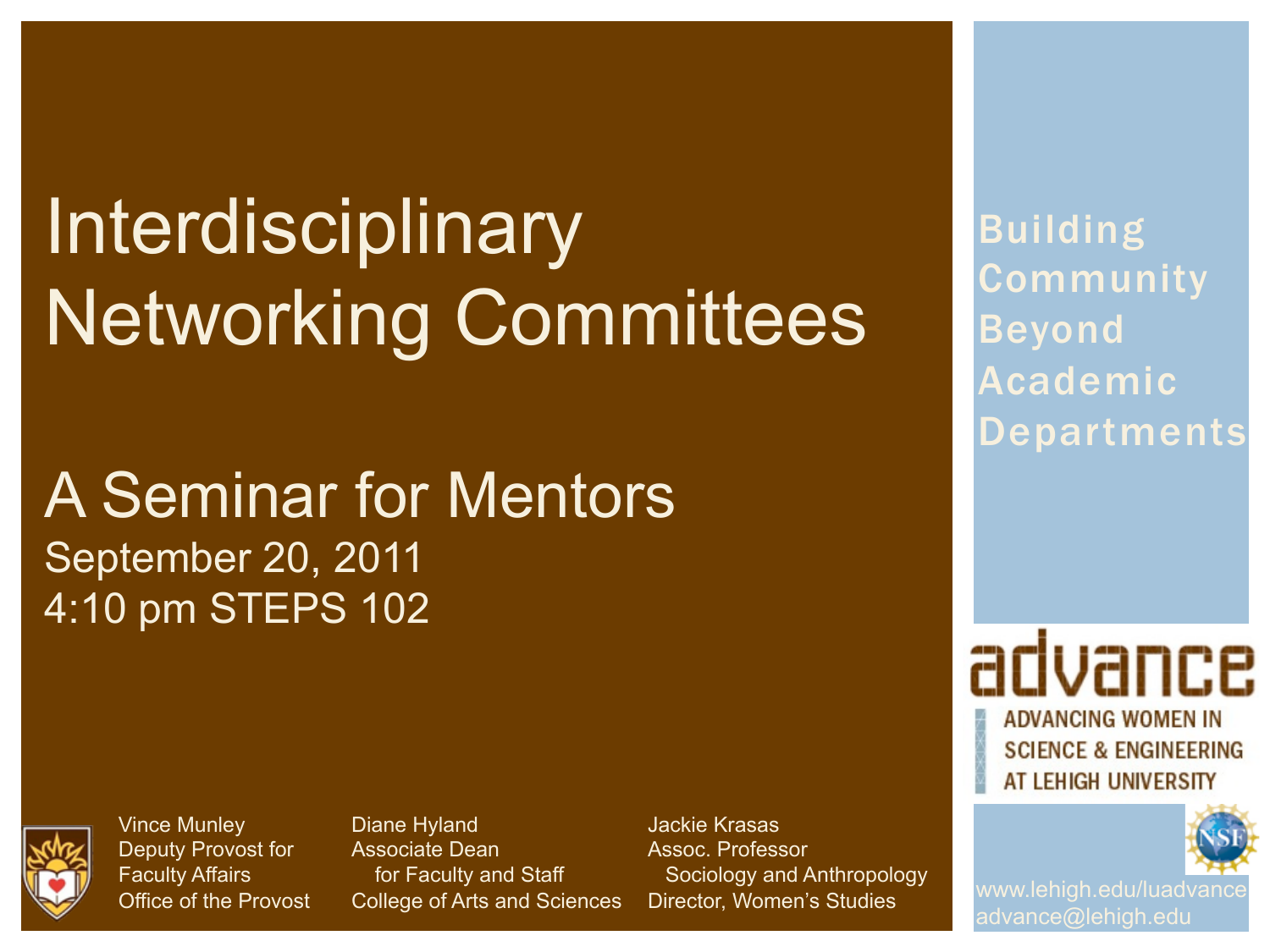# Interdisciplinary Networking Committees

## A Seminar for Mentors

September 20, 2011
4:10 pm STEPS 102

Vince Munley
Deputy Provost for Faculty Affairs
Office of the Provost

Diane Hyland
Associate Dean for Faculty and Staff
College of Arts and Sciences

Jackie Krasas
Assoc. Professor Sociology and Anthropology
Director, Women's Studies

Building Community Beyond Academic Departments

advance
ADVANCING WOMEN IN SCIENCE & ENGINEERING AT LEHIGH UNIVERSITY

NSF

www.lehigh.edu/luadvance
advance@lehigh.edu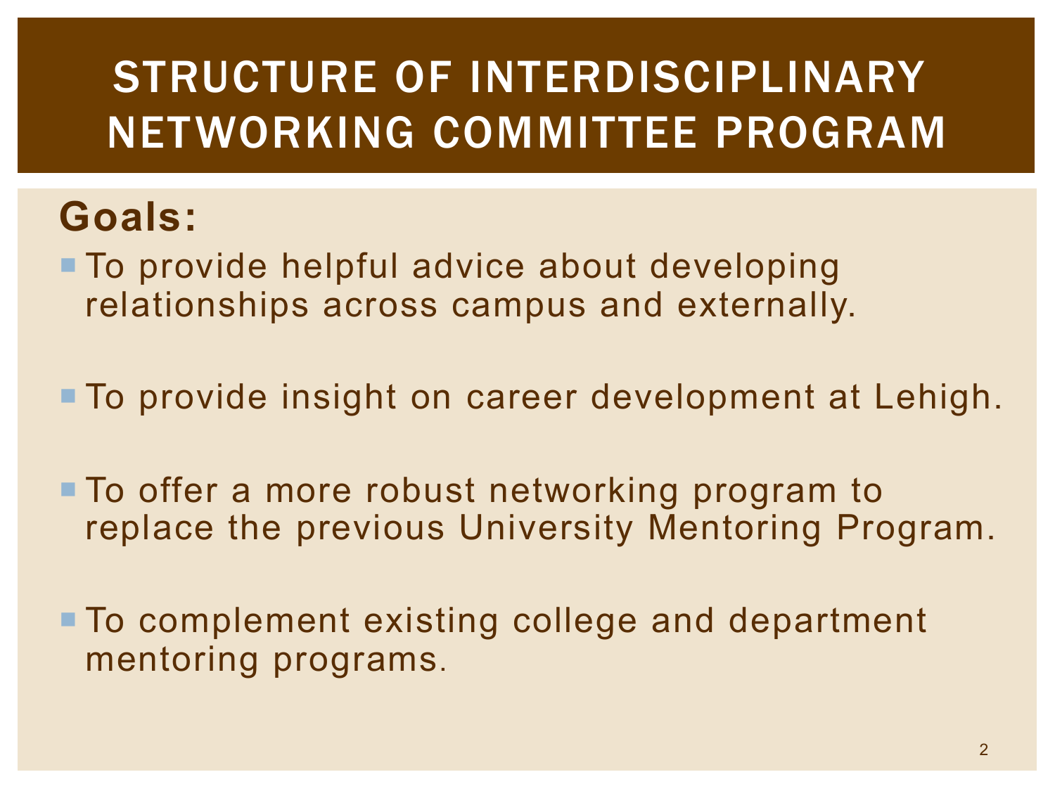# STRUCTURE OF INTERDISCIPLINARY NETWORKING COMMITTEE PROGRAM

## Goals:

- To provide helpful advice about developing relationships across campus and externally.
- To provide insight on career development at Lehigh.
- To offer a more robust networking program to replace the previous University Mentoring Program.
- To complement existing college and department mentoring programs.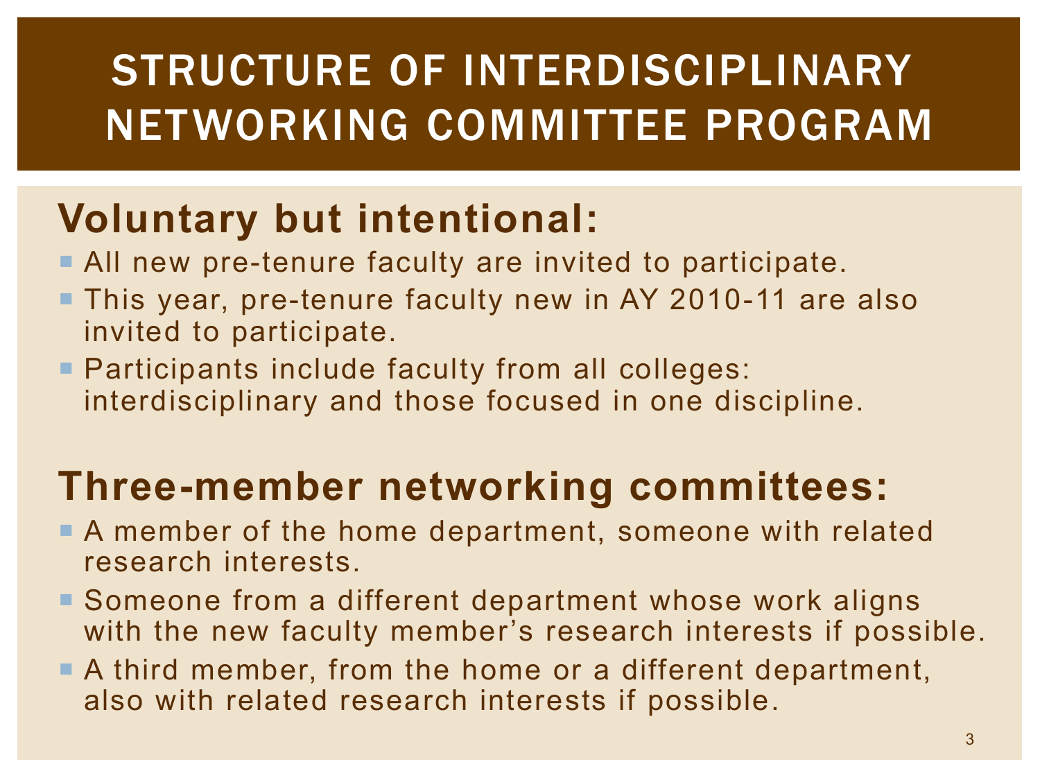# STRUCTURE OF INTERDISCIPLINARY NETWORKING COMMITTEE PROGRAM

## Voluntary but intentional:

- All new pre-tenure faculty are invited to participate.
- This year, pre-tenure faculty new in AY 2010-11 are also invited to participate.
- Participants include faculty from all colleges: interdisciplinary and those focused in one discipline.

## Three-member networking committees:

- A member of the home department, someone with related research interests.
- Someone from a different department whose work aligns with the new faculty member's research interests if possible.
- A third member, from the home or a different department, also with related research interests if possible.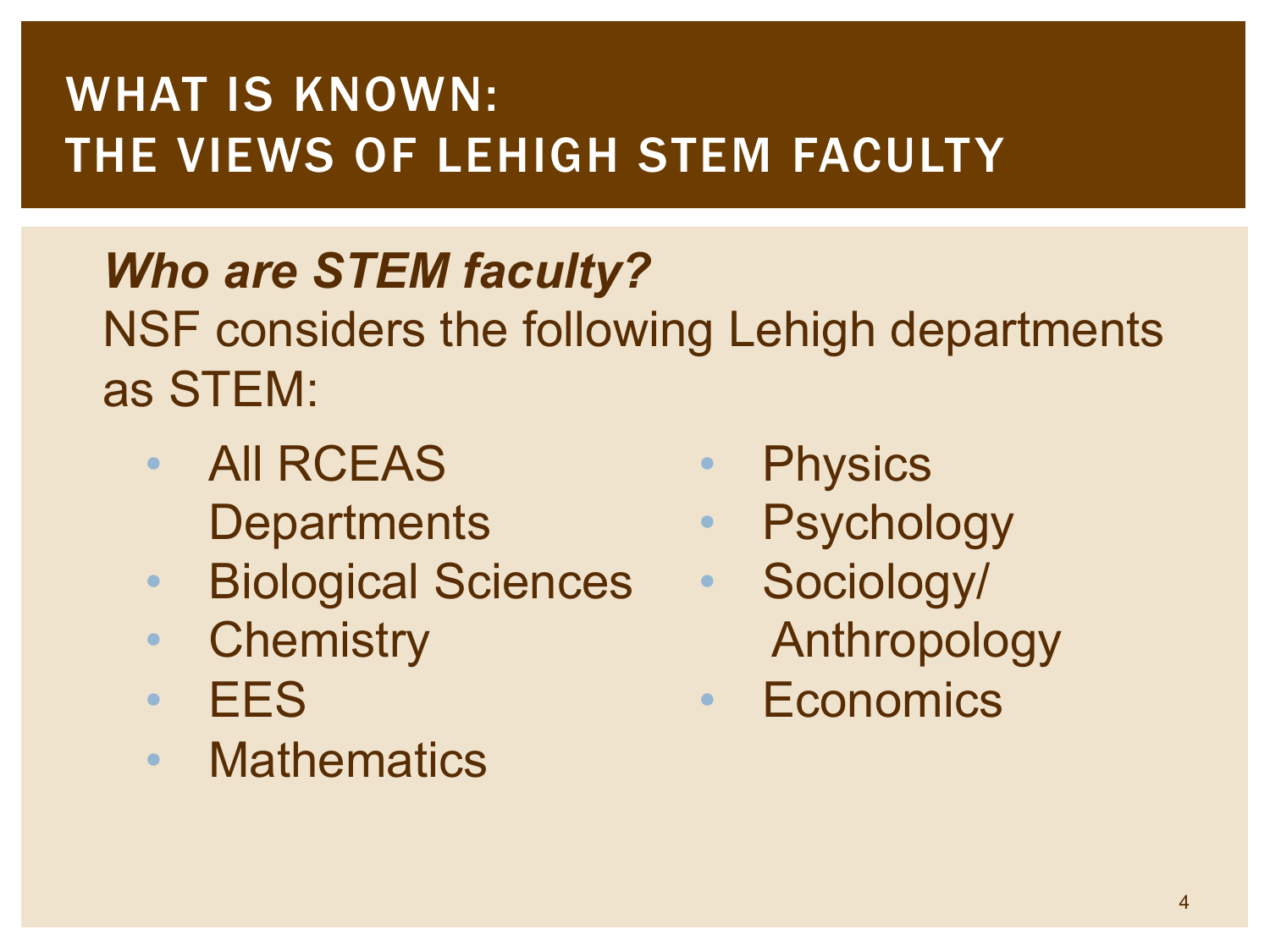# WHAT IS KNOWN: THE VIEWS OF LEHIGH STEM FACULTY

***Who are STEM faculty?***

NSF considers the following Lehigh departments as STEM:

- All RCEAS Departments
- Biological Sciences
- Chemistry
- EES
- Mathematics
- Physics
- Psychology
- Sociology/ Anthropology
- Economics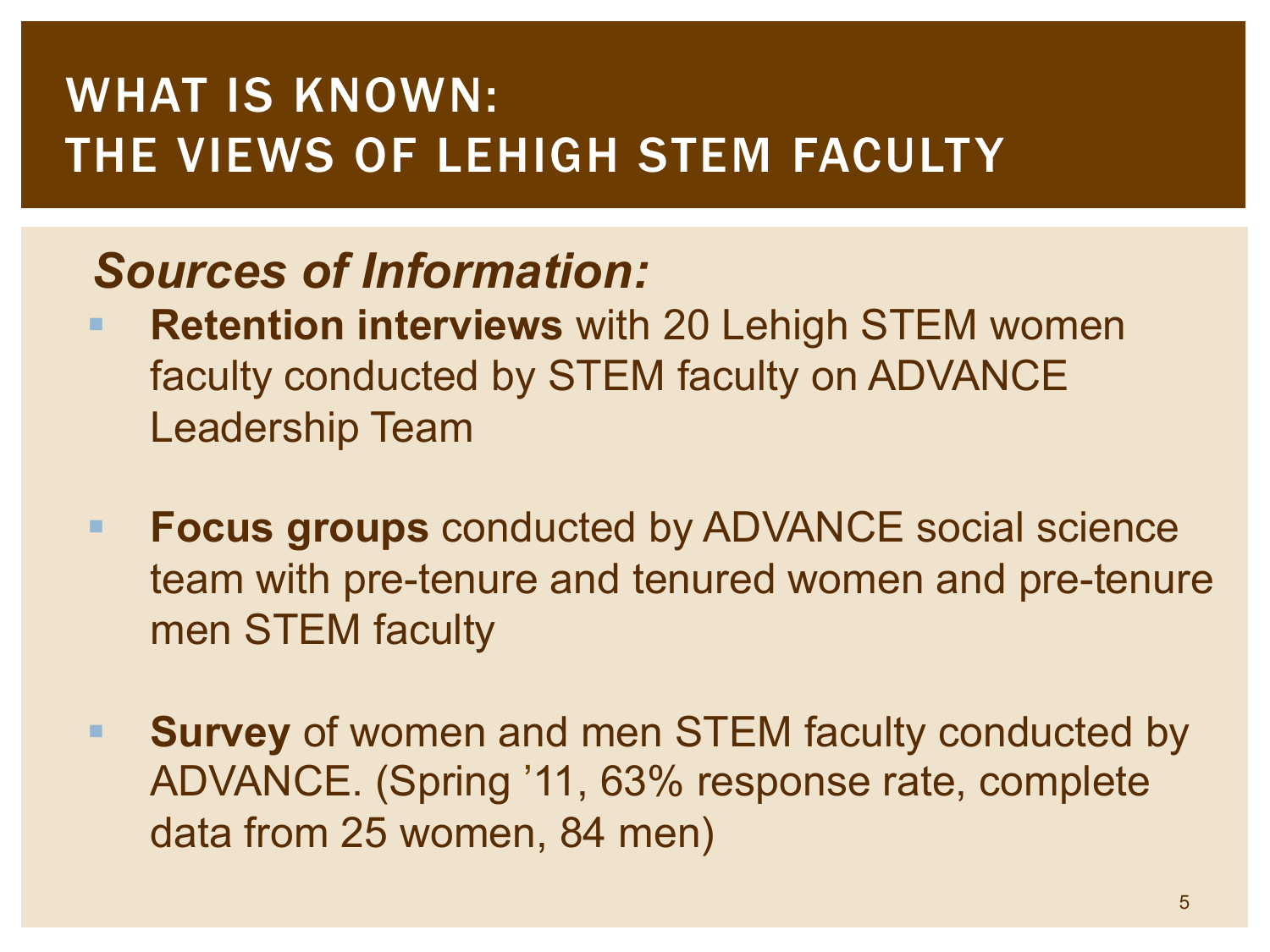# WHAT IS KNOWN: THE VIEWS OF LEHIGH STEM FACULTY

## *Sources of Information:*

- **Retention interviews** with 20 Lehigh STEM women faculty conducted by STEM faculty on ADVANCE Leadership Team
- **Focus groups** conducted by ADVANCE social science team with pre-tenure and tenured women and pre-tenure men STEM faculty
- **Survey** of women and men STEM faculty conducted by ADVANCE. (Spring '11, 63% response rate, complete data from 25 women, 84 men)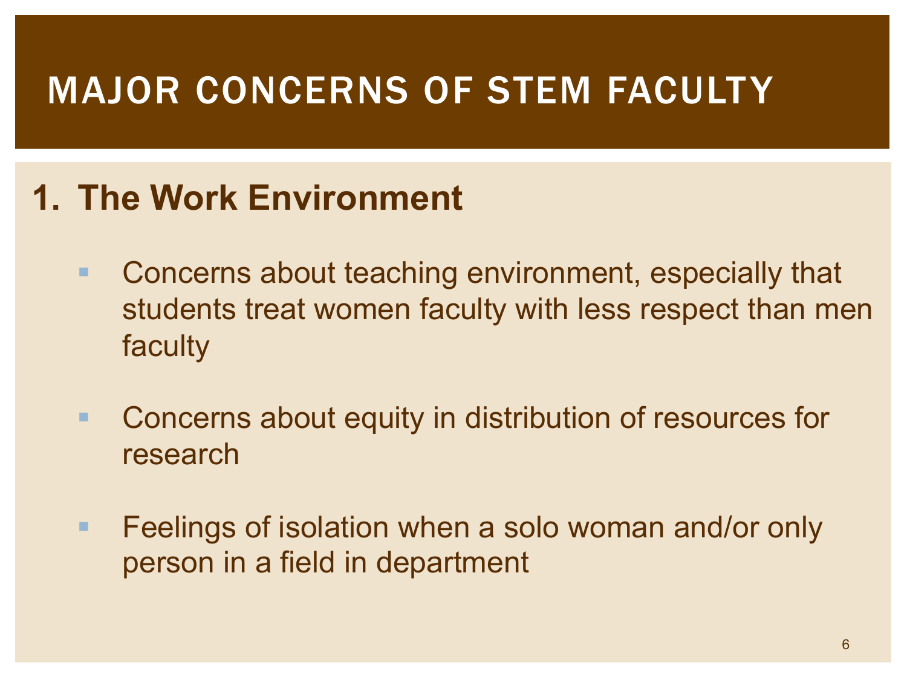# MAJOR CONCERNS OF STEM FACULTY

## 1. The Work Environment

- Concerns about teaching environment, especially that students treat women faculty with less respect than men faculty
- Concerns about equity in distribution of resources for research
- Feelings of isolation when a solo woman and/or only person in a field in department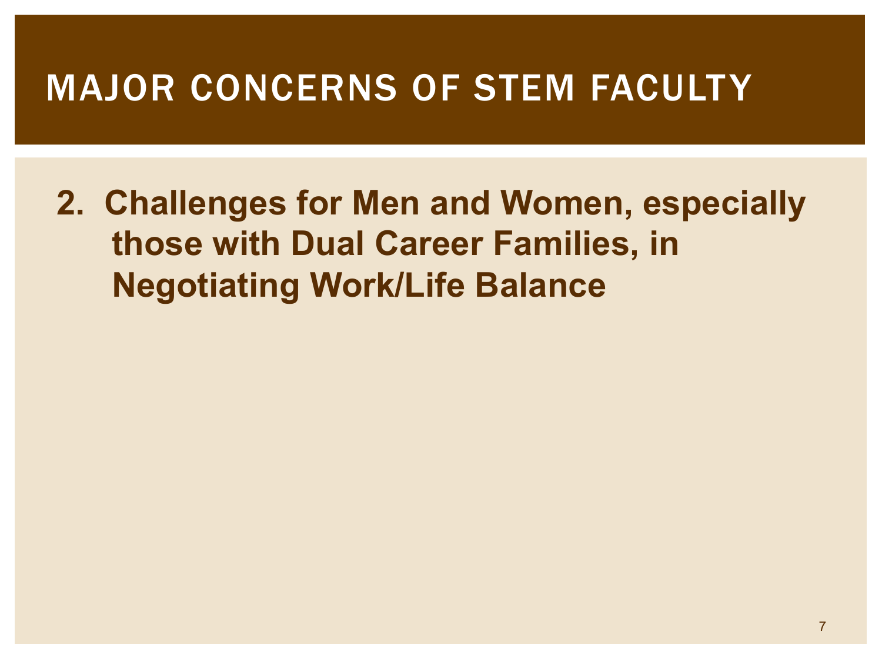# MAJOR CONCERNS OF STEM FACULTY

2. **Challenges for Men and Women, especially those with Dual Career Families, in Negotiating Work/Life Balance**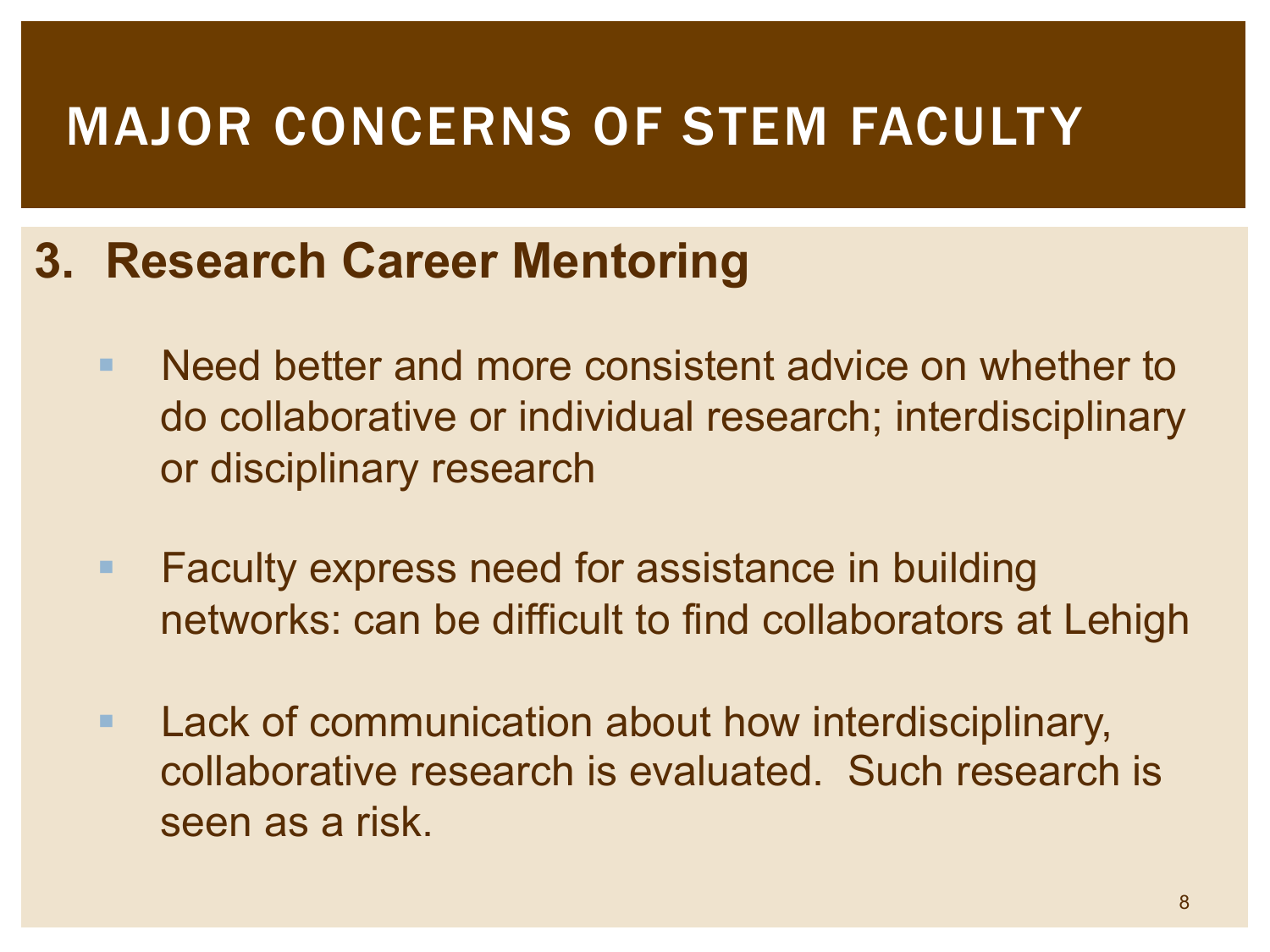# MAJOR CONCERNS OF STEM FACULTY

## 3. Research Career Mentoring

- Need better and more consistent advice on whether to do collaborative or individual research; interdisciplinary or disciplinary research
- Faculty express need for assistance in building networks: can be difficult to find collaborators at Lehigh
- Lack of communication about how interdisciplinary, collaborative research is evaluated. Such research is seen as a risk.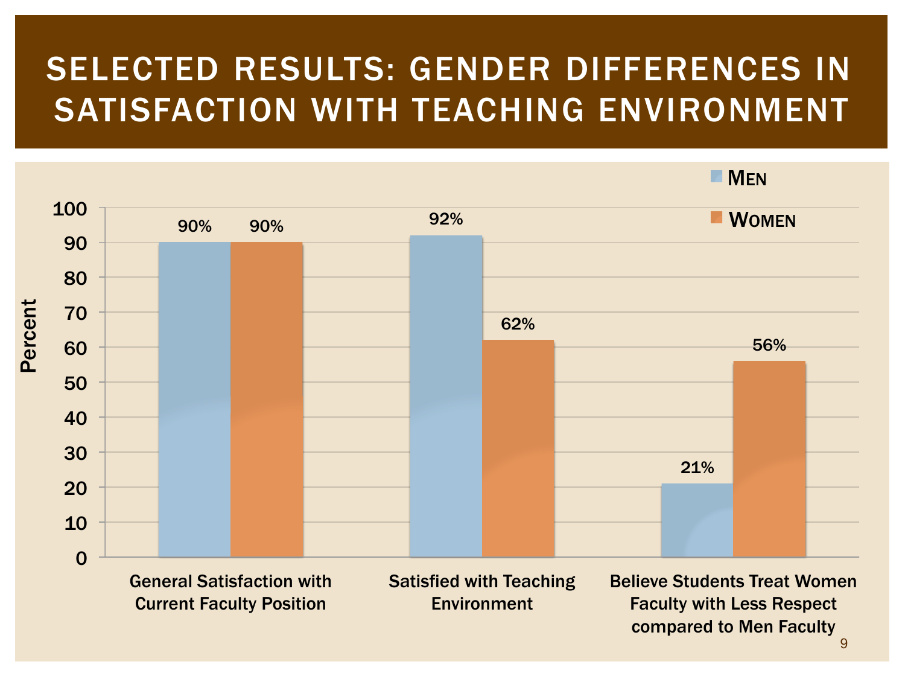# SELECTED RESULTS: GENDER DIFFERENCES IN SATISFACTION WITH TEACHING ENVIRONMENT

| | Men | Women |
|---|---|---|
| General Satisfaction with Current Faculty Position | 90% | 90% |
| Satisfied with Teaching Environment | 92% | 62% |
| Believe Students Treat Women Faculty with Less Respect compared to Men Faculty | 21% | 56% |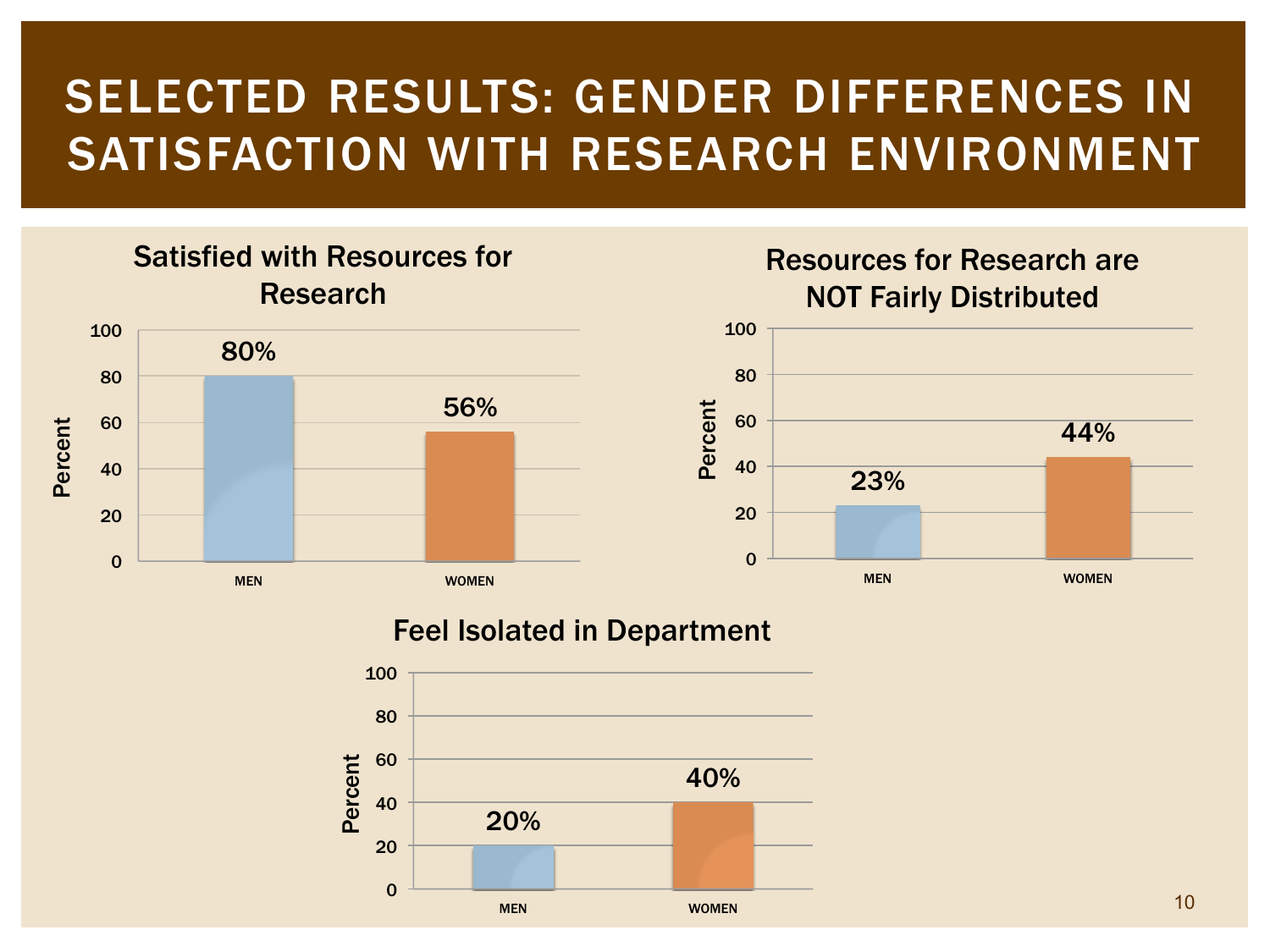# SELECTED RESULTS: GENDER DIFFERENCES IN SATISFACTION WITH RESEARCH ENVIRONMENT

### Satisfied with Resources for Research

| | Percent |
|---|---|
| MEN | 80% |
| WOMEN | 56% |

### Resources for Research are NOT Fairly Distributed

| | Percent |
|---|---|
| MEN | 23% |
| WOMEN | 44% |

### Feel Isolated in Department

| | Percent |
|---|---|
| MEN | 20% |
| WOMEN | 40% |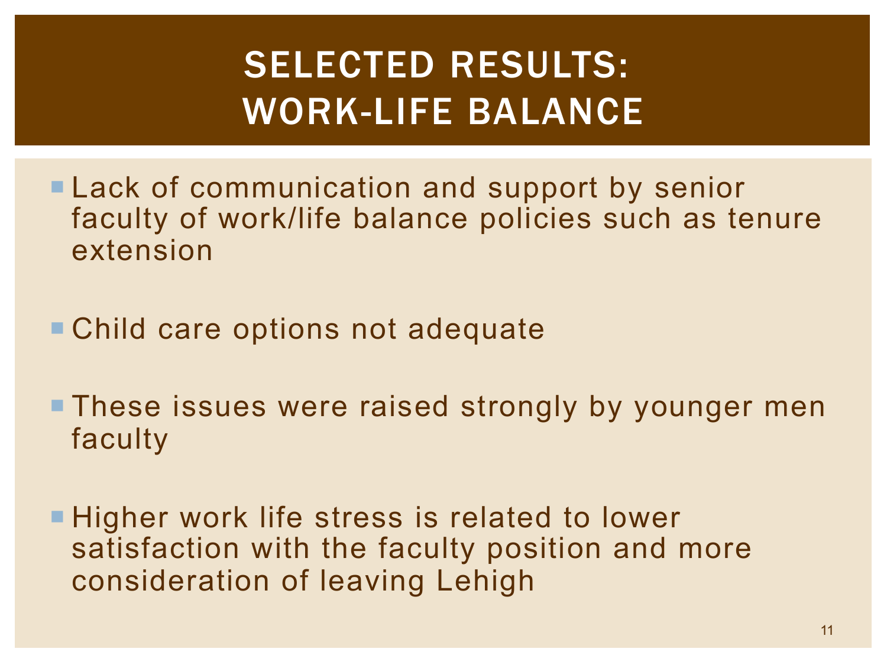# SELECTED RESULTS: WORK-LIFE BALANCE

- Lack of communication and support by senior faculty of work/life balance policies such as tenure extension
- Child care options not adequate
- These issues were raised strongly by younger men faculty
- Higher work life stress is related to lower satisfaction with the faculty position and more consideration of leaving Lehigh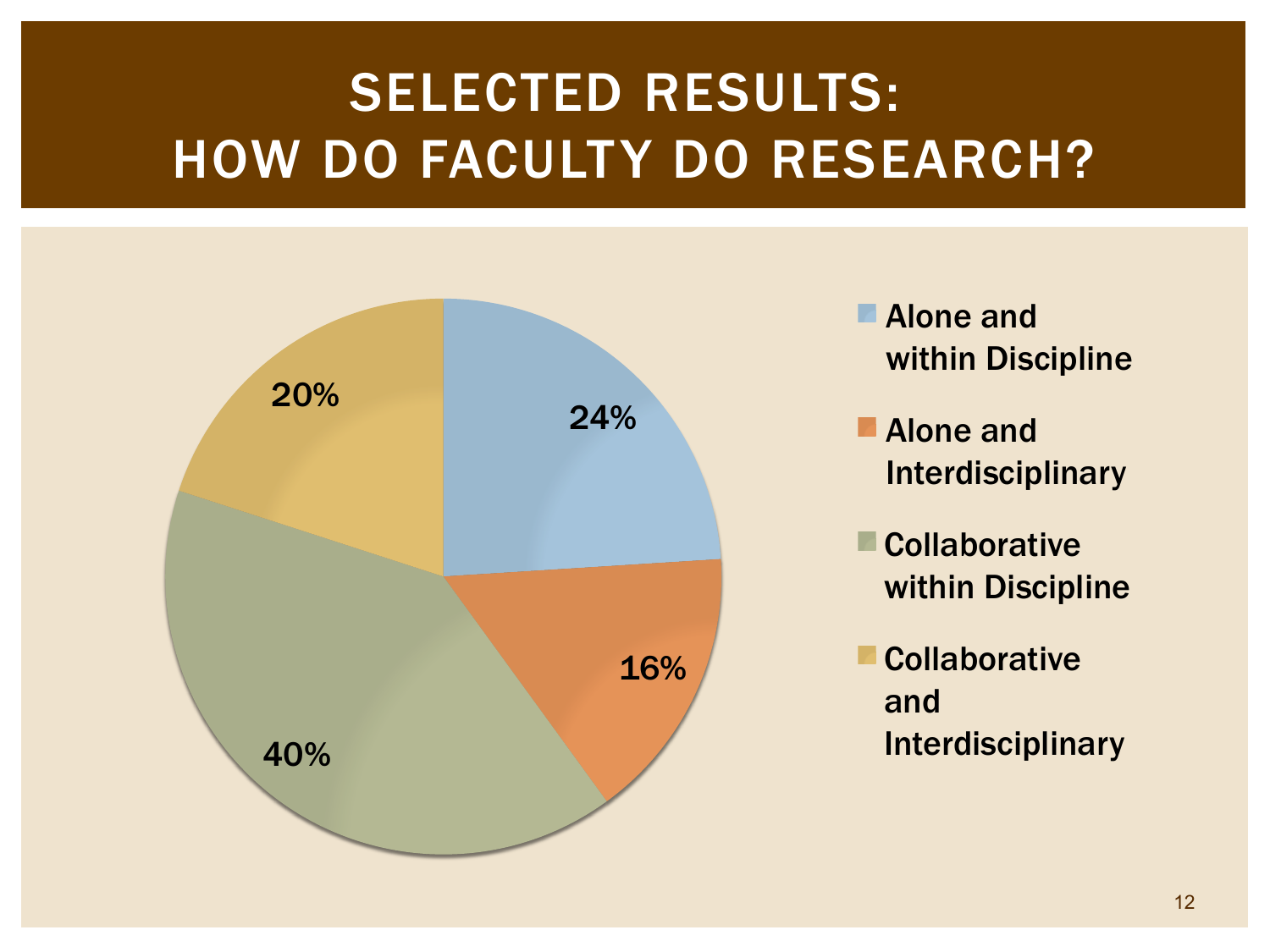# SELECTED RESULTS: HOW DO FACULTY DO RESEARCH?

| Category | Percentage |
| --- | --- |
| Alone and within Discipline | 24% |
| Alone and Interdisciplinary | 16% |
| Collaborative within Discipline | 40% |
| Collaborative and Interdisciplinary | 20% |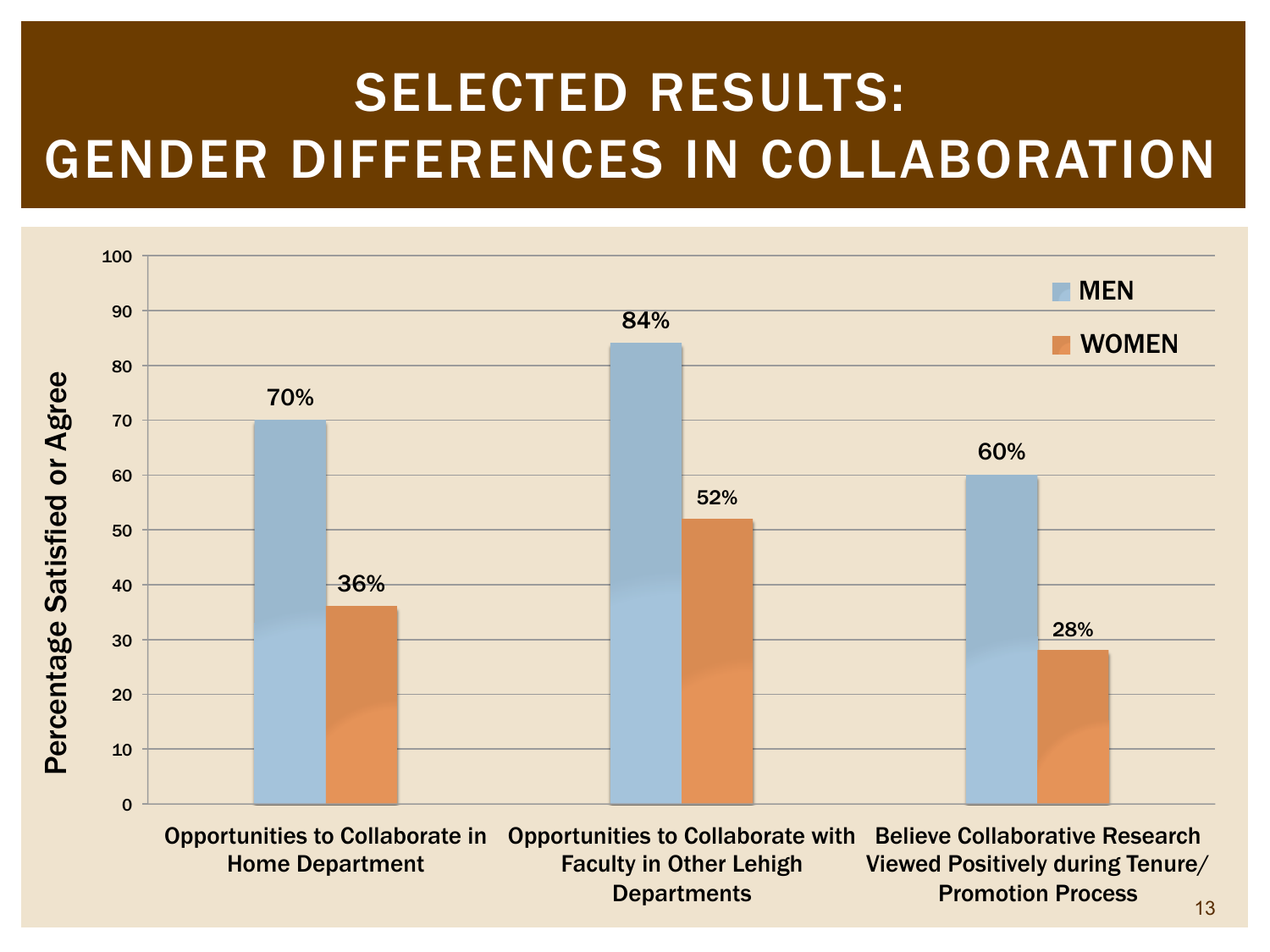# SELECTED RESULTS: GENDER DIFFERENCES IN COLLABORATION

| | MEN | WOMEN |
|---|---|---|
| Opportunities to Collaborate in Home Department | 70% | 36% |
| Opportunities to Collaborate with Faculty in Other Lehigh Departments | 84% | 52% |
| Believe Collaborative Research Viewed Positively during Tenure/ Promotion Process | 60% | 28% |

Percentage Satisfied or Agree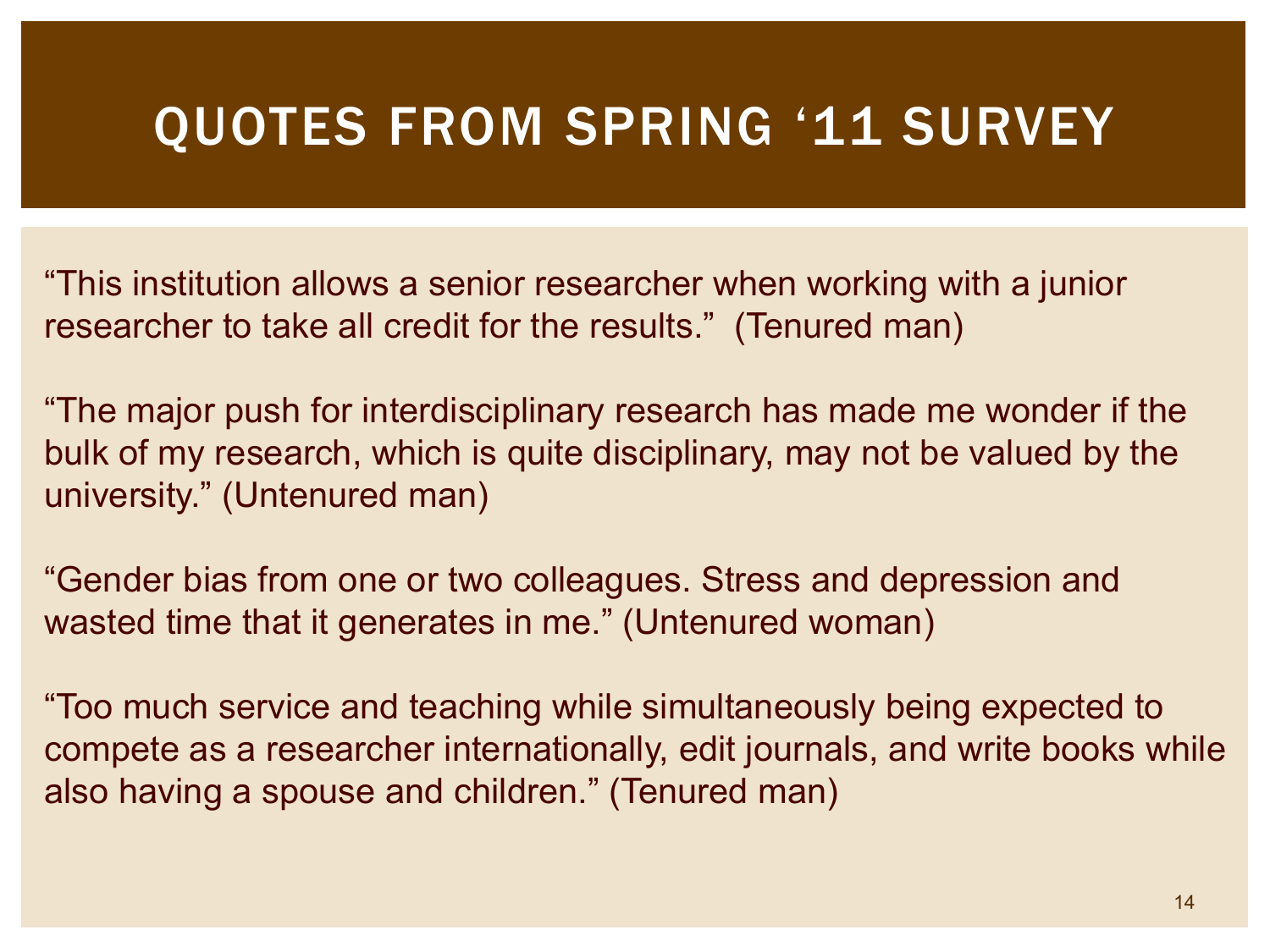# QUOTES FROM SPRING '11 SURVEY

"This institution allows a senior researcher when working with a junior researcher to take all credit for the results." (Tenured man)

"The major push for interdisciplinary research has made me wonder if the bulk of my research, which is quite disciplinary, may not be valued by the university." (Untenured man)

"Gender bias from one or two colleagues. Stress and depression and wasted time that it generates in me." (Untenured woman)

"Too much service and teaching while simultaneously being expected to compete as a researcher internationally, edit journals, and write books while also having a spouse and children." (Tenured man)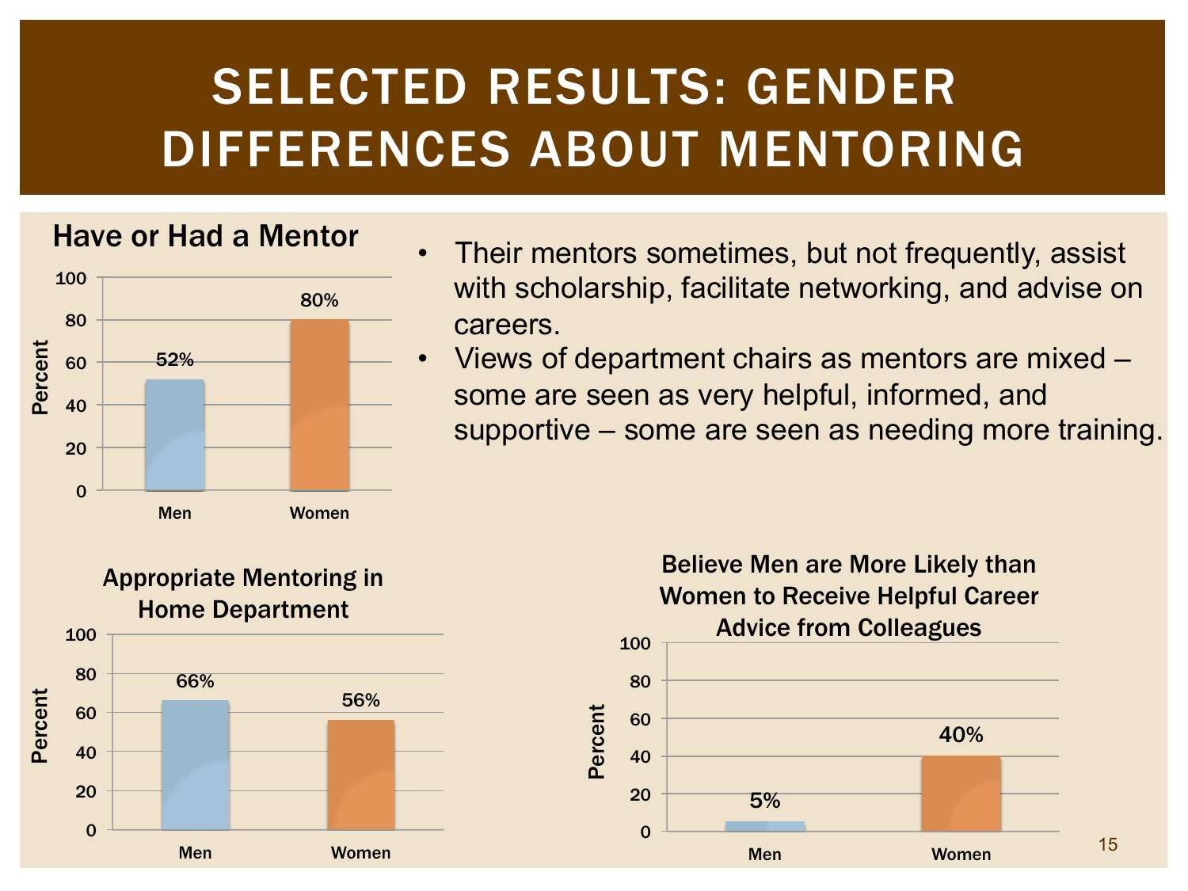# SELECTED RESULTS: GENDER DIFFERENCES ABOUT MENTORING

**Have or Had a Mentor**

| | Percent |
|---|---|
| Men | 52% |
| Women | 80% |

- Their mentors sometimes, but not frequently, assist with scholarship, facilitate networking, and advise on careers.
- Views of department chairs as mentors are mixed – some are seen as very helpful, informed, and supportive – some are seen as needing more training.

**Appropriate Mentoring in Home Department**

| | Percent |
|---|---|
| Men | 66% |
| Women | 56% |

**Believe Men are More Likely than Women to Receive Helpful Career Advice from Colleagues**

| | Percent |
|---|---|
| Men | 5% |
| Women | 40% |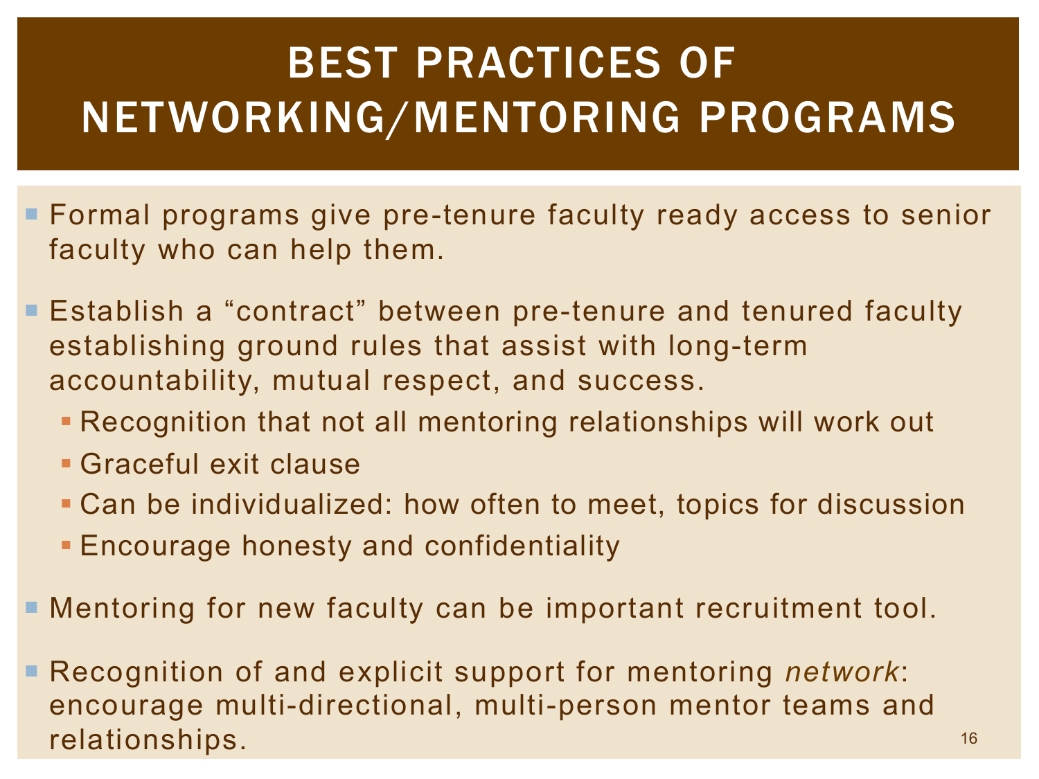# BEST PRACTICES OF NETWORKING/MENTORING PROGRAMS

- Formal programs give pre-tenure faculty ready access to senior faculty who can help them.
- Establish a "contract" between pre-tenure and tenured faculty establishing ground rules that assist with long-term accountability, mutual respect, and success.
  - Recognition that not all mentoring relationships will work out
  - Graceful exit clause
  - Can be individualized: how often to meet, topics for discussion
  - Encourage honesty and confidentiality
- Mentoring for new faculty can be important recruitment tool.
- Recognition of and explicit support for mentoring *network*: encourage multi-directional, multi-person mentor teams and relationships.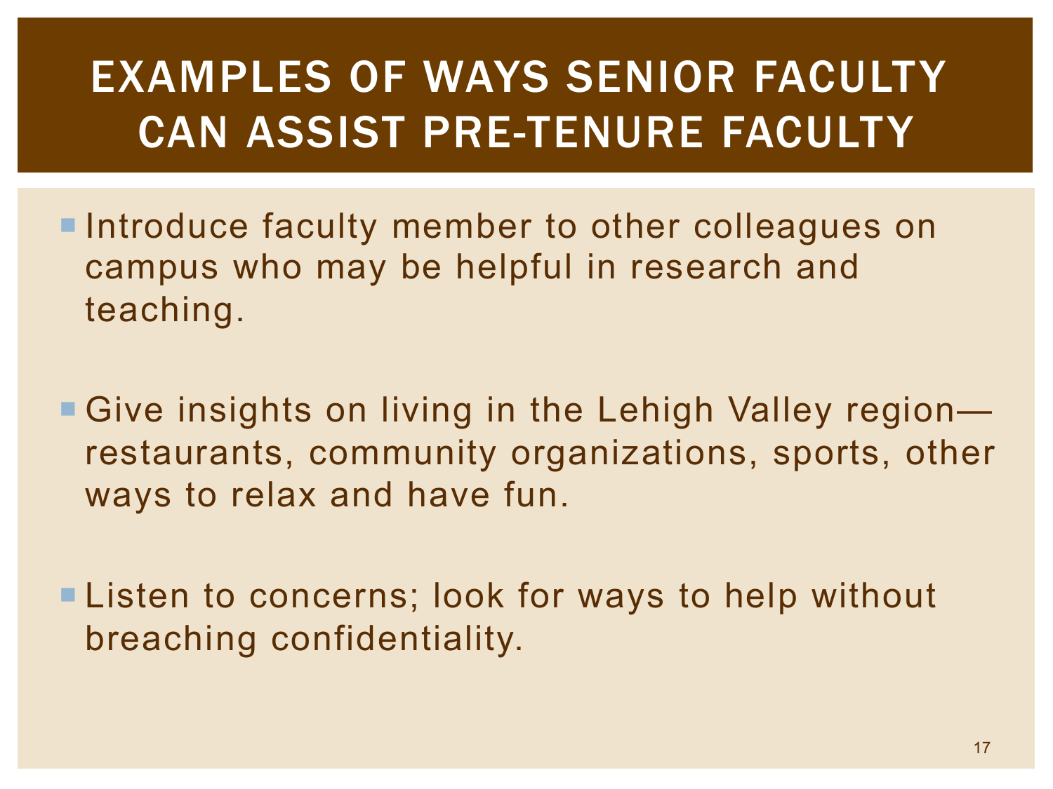# EXAMPLES OF WAYS SENIOR FACULTY CAN ASSIST PRE-TENURE FACULTY

- Introduce faculty member to other colleagues on campus who may be helpful in research and teaching.

- Give insights on living in the Lehigh Valley region—restaurants, community organizations, sports, other ways to relax and have fun.

- Listen to concerns; look for ways to help without breaching confidentiality.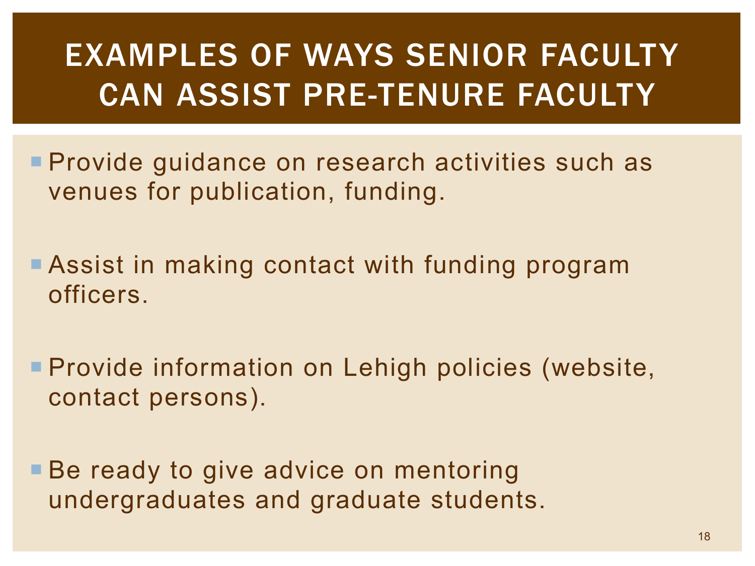# EXAMPLES OF WAYS SENIOR FACULTY CAN ASSIST PRE-TENURE FACULTY

- Provide guidance on research activities such as venues for publication, funding.
- Assist in making contact with funding program officers.
- Provide information on Lehigh policies (website, contact persons).
- Be ready to give advice on mentoring undergraduates and graduate students.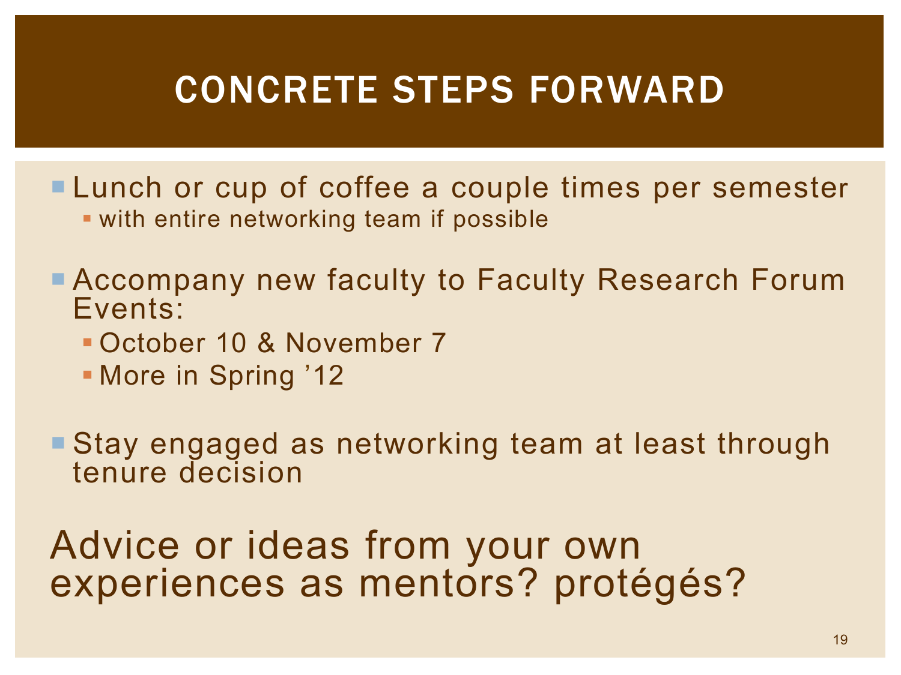# CONCRETE STEPS FORWARD

- Lunch or cup of coffee a couple times per semester
  - with entire networking team if possible
- Accompany new faculty to Faculty Research Forum Events:
  - October 10 & November 7
  - More in Spring '12
- Stay engaged as networking team at least through tenure decision

Advice or ideas from your own experiences as mentors? protégés?